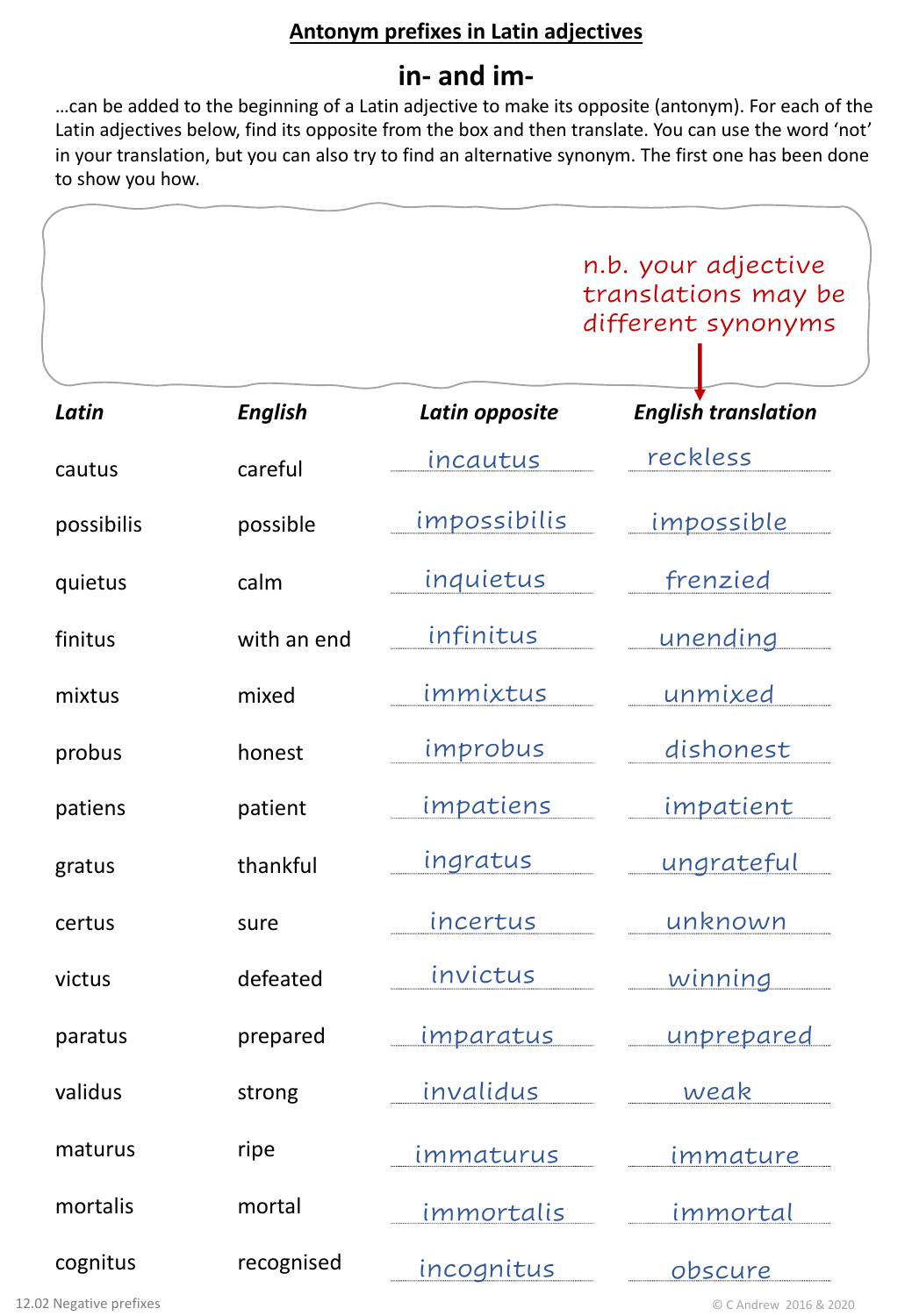## Antonym prefixes in Latin adjectives

### in- and im-

…can be added to the beginning of a Latin adjective to make its opposite (antonym). For each of the Latin adjectives below, find its opposite from the box and then translate. You can use the word 'not' in your translation, but you can also try to find an alternative synonym. The first one has been done to show you how.

n.b. your adjective translations may be different synonyms

| *Latin* | *English* | *Latin opposite* | *English translation* |
|---|---|---|---|
| cautus | careful | incautus | reckless |
| possibilis | possible | impossibilis | impossible |
| quietus | calm | inquietus | frenzied |
| finitus | with an end | infinitus | unending |
| mixtus | mixed | immixtus | unmixed |
| probus | honest | improbus | dishonest |
| patiens | patient | impatiens | impatient |
| gratus | thankful | ingratus | ungrateful |
| certus | sure | incertus | unknown |
| victus | defeated | invictus | winning |
| paratus | prepared | imparatus | unprepared |
| validus | strong | invalidus | weak |
| maturus | ripe | immaturus | immature |
| mortalis | mortal | immortalis | immortal |
| cognitus | recognised | incognitus | obscure |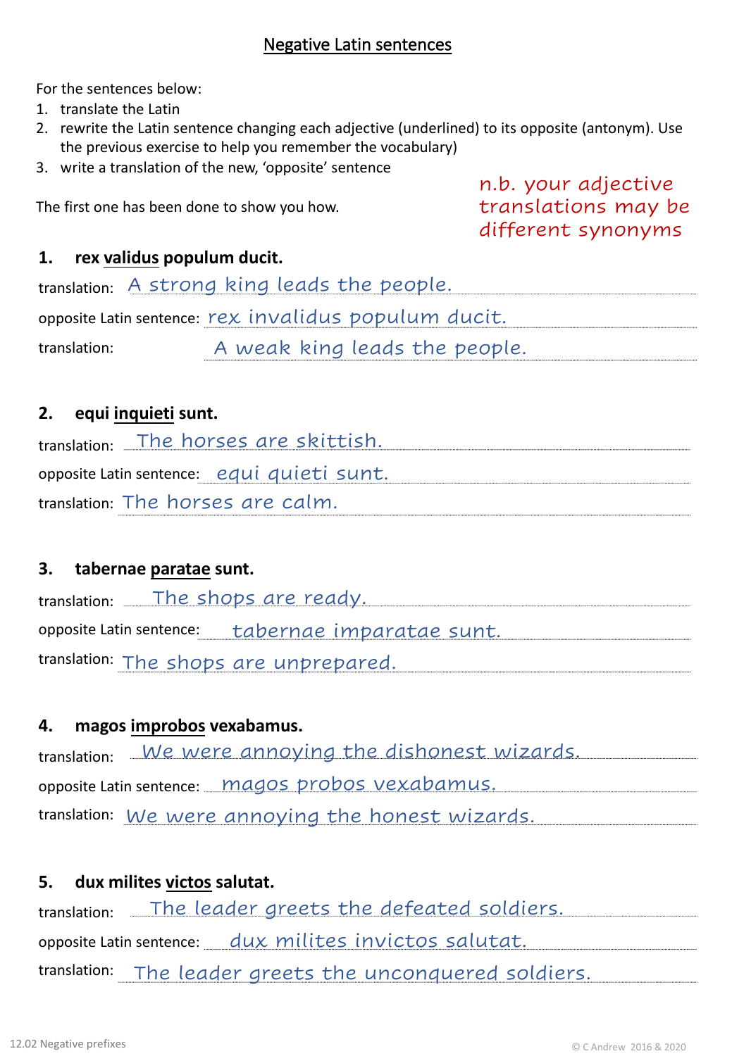# Negative Latin sentences

For the sentences below:

1. translate the Latin
2. rewrite the Latin sentence changing each adjective (underlined) to its opposite (antonym). Use the previous exercise to help you remember the vocabulary)
3. write a translation of the new, 'opposite' sentence

The first one has been done to show you how.

n.b. your adjective translations may be different synonyms

**1. rex <u>validus</u> populum ducit.**

translation: A strong king leads the people.

opposite Latin sentence: rex invalidus populum ducit.

translation: A weak king leads the people.

**2. equi <u>inquieti</u> sunt.**

translation: The horses are skittish.

opposite Latin sentence: equi quieti sunt.

translation: The horses are calm.

**3. tabernae <u>paratae</u> sunt.**

translation: The shops are ready.

opposite Latin sentence: tabernae imparatae sunt.

translation: The shops are unprepared.

**4. magos <u>improbos</u> vexabamus.**

translation: We were annoying the dishonest wizards.

opposite Latin sentence: magos probos vexabamus.

translation: We were annoying the honest wizards.

**5. dux milites <u>victos</u> salutat.**

translation: The leader greets the defeated soldiers.

opposite Latin sentence: dux milites invictos salutat.

translation: The leader greets the unconquered soldiers.

12.02 Negative prefixes

© C Andrew 2016 & 2020